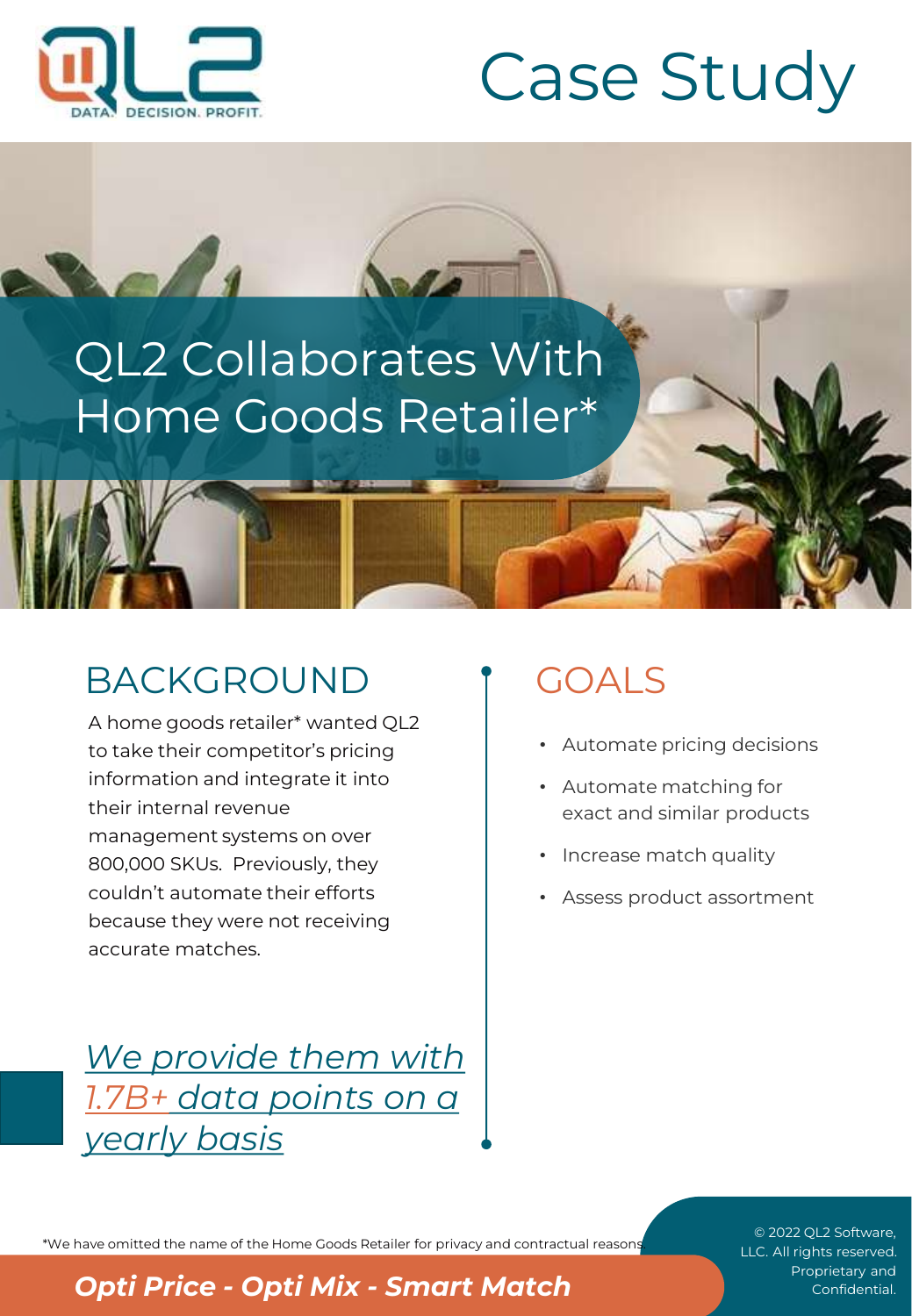# Case Study

## QL2 Collaborates With Home Goods Retailer*

## BACKGROUND

A home goods retailer* wanted QL2 to take their competitor's pricing information and integrate it into their internal revenue management systems on over 800,000 SKUs. Previously, they couldn't automate their efforts because they were not receiving accurate matches.

*We provide them with 1.7B+ data points on a yearly basis*

## GOALS

- Automate pricing decisions
- Automate matching for exact and similar products
- Increase match quality
- Assess product assortment

*We have omitted the name of the Home Goods Retailer for privacy and contractual reasons.

***Opti Price - Opti Mix - Smart Match***

© 2022 QL2 Software, LLC. All rights reserved. Proprietary and Confidential.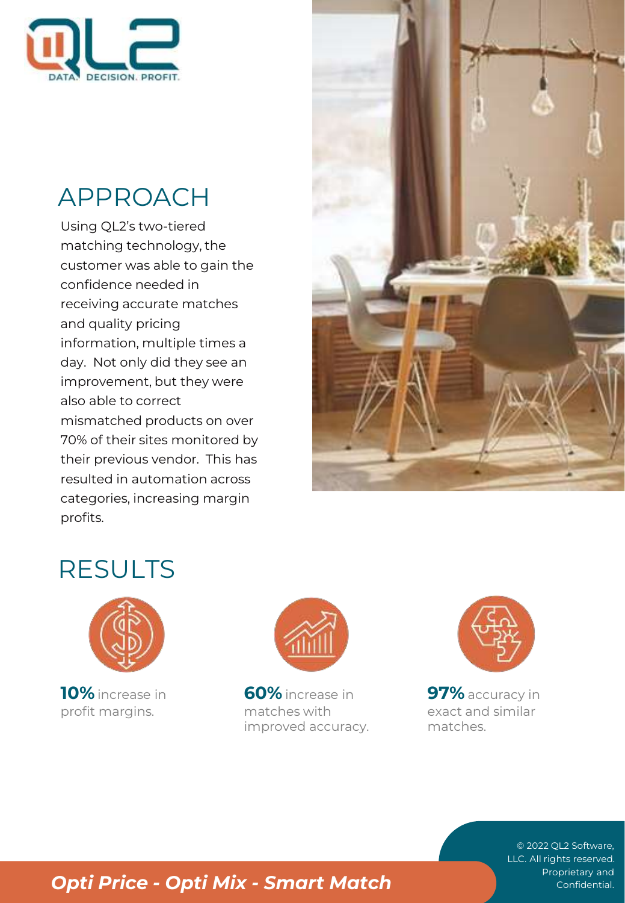## APPROACH

Using QL2's two-tiered matching technology, the customer was able to gain the confidence needed in receiving accurate matches and quality pricing information, multiple times a day. Not only did they see an improvement, but they were also able to correct mismatched products on over 70% of their sites monitored by their previous vendor. This has resulted in automation across categories, increasing margin profits.

## RESULTS

**10%** increase in profit margins.

**60%** increase in matches with improved accuracy.

**97%** accuracy in exact and similar matches.

*Opti Price - Opti Mix - Smart Match*

© 2022 QL2 Software, LLC. All rights reserved. Proprietary and Confidential.